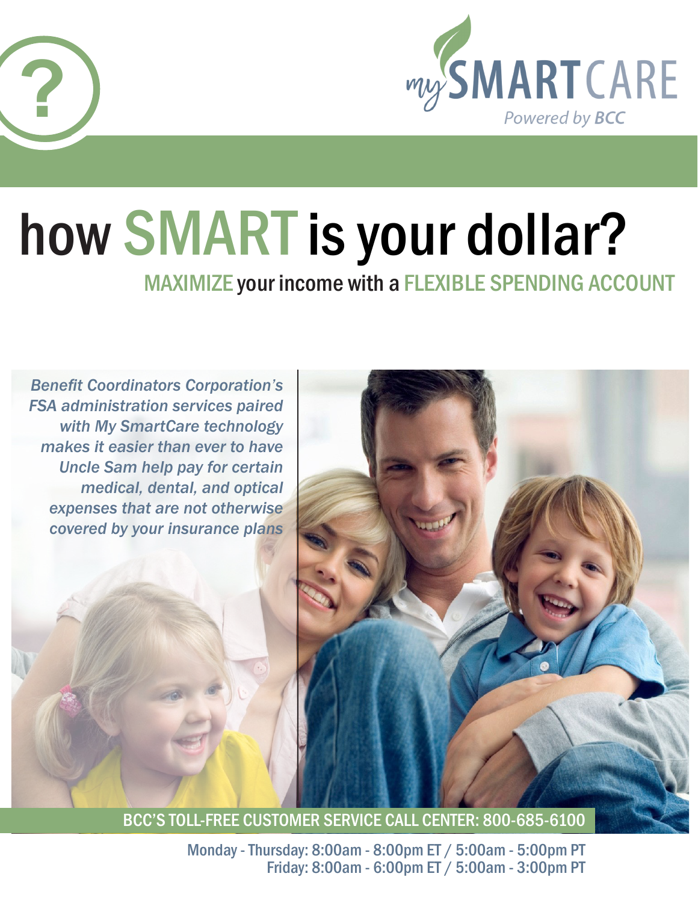mySMARTCARE
Powered by BCC

# how SMART is your dollar?

## MAXIMIZE your income with a FLEXIBLE SPENDING ACCOUNT

*Benefit Coordinators Corporation's FSA administration services paired with My SmartCare technology makes it easier than ever to have Uncle Sam help pay for certain medical, dental, and optical expenses that are not otherwise covered by your insurance plans*

**BCC'S TOLL-FREE CUSTOMER SERVICE CALL CENTER: 800-685-6100**

Monday - Thursday: 8:00am - 8:00pm ET / 5:00am - 5:00pm PT
Friday: 8:00am - 6:00pm ET / 5:00am - 3:00pm PT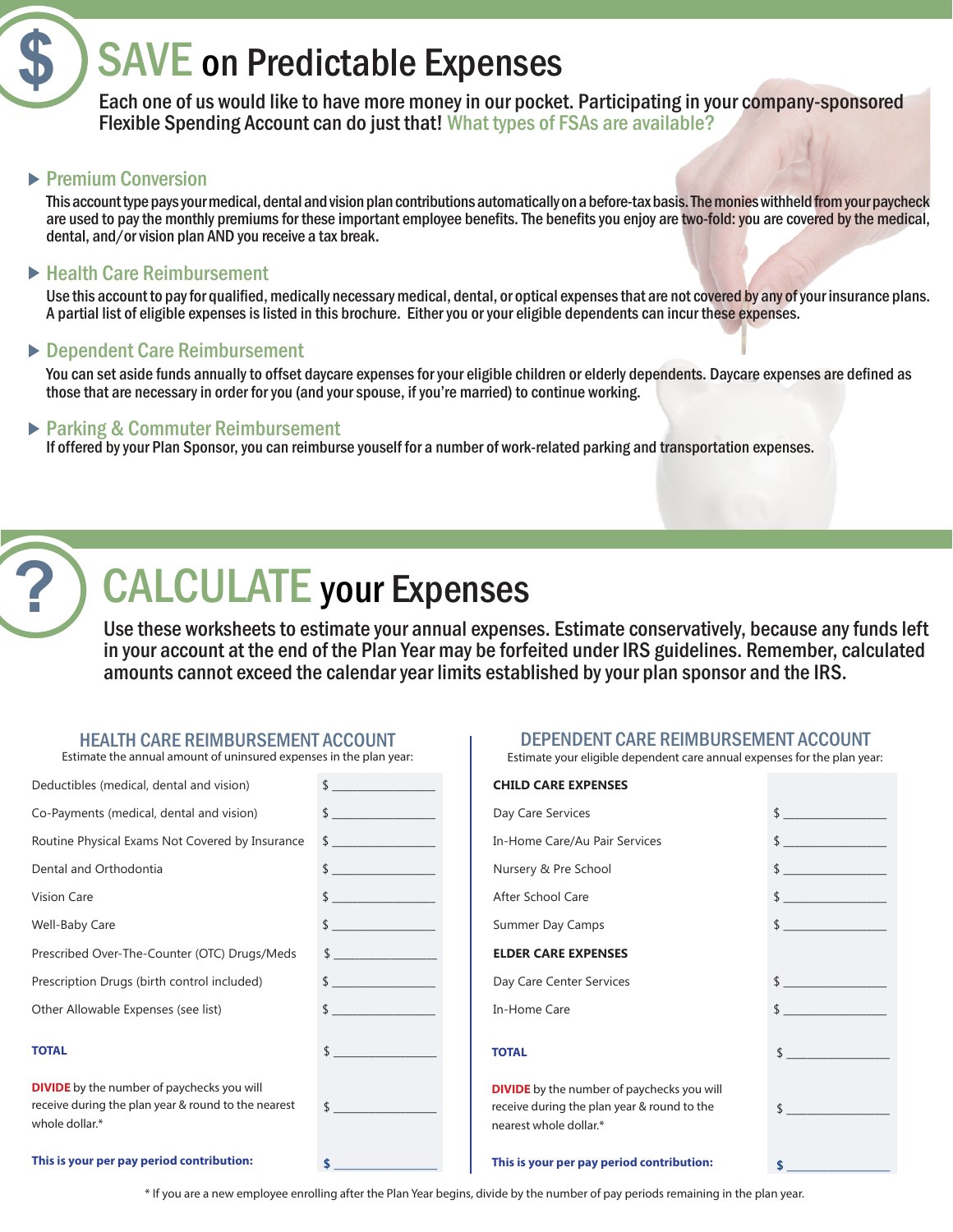# SAVE on Predictable Expenses

Each one of us would like to have more money in our pocket. Participating in your company-sponsored Flexible Spending Account can do just that! What types of FSAs are available?

### Premium Conversion

This account type pays your medical, dental and vision plan contributions automatically on a before-tax basis. The monies withheld from your paycheck are used to pay the monthly premiums for these important employee benefits. The benefits you enjoy are two-fold: you are covered by the medical, dental, and/or vision plan AND you receive a tax break.

### Health Care Reimbursement

Use this account to pay for qualified, medically necessary medical, dental, or optical expenses that are not covered by any of your insurance plans. A partial list of eligible expenses is listed in this brochure. Either you or your eligible dependents can incur these expenses.

### Dependent Care Reimbursement

You can set aside funds annually to offset daycare expenses for your eligible children or elderly dependents. Daycare expenses are defined as those that are necessary in order for you (and your spouse, if you're married) to continue working.

### Parking & Commuter Reimbursement

If offered by your Plan Sponsor, you can reimburse youself for a number of work-related parking and transportation expenses.

# CALCULATE your Expenses

Use these worksheets to estimate your annual expenses. Estimate conservatively, because any funds left in your account at the end of the Plan Year may be forfeited under IRS guidelines. Remember, calculated amounts cannot exceed the calendar year limits established by your plan sponsor and the IRS.

## HEALTH CARE REIMBURSEMENT ACCOUNT

Estimate the annual amount of uninsured expenses in the plan year:

| | |
|---|---|
| Deductibles (medical, dental and vision) | $ ________ |
| Co-Payments (medical, dental and vision) | $ ________ |
| Routine Physical Exams Not Covered by Insurance | $ ________ |
| Dental and Orthodontia | $ ________ |
| Vision Care | $ ________ |
| Well-Baby Care | $ ________ |
| Prescribed Over-The-Counter (OTC) Drugs/Meds | $ ________ |
| Prescription Drugs (birth control included) | $ ________ |
| Other Allowable Expenses (see list) | $ ________ |
| **TOTAL** | $ ________ |
| **DIVIDE** by the number of paychecks you will receive during the plan year & round to the nearest whole dollar.* | $ ________ |
| **This is your per pay period contribution:** | **$** ________ |

## DEPENDENT CARE REIMBURSEMENT ACCOUNT

Estimate your eligible dependent care annual expenses for the plan year:

| | |
|---|---|
| **CHILD CARE EXPENSES** | |
| Day Care Services | $ ________ |
| In-Home Care/Au Pair Services | $ ________ |
| Nursery & Pre School | $ ________ |
| After School Care | $ ________ |
| Summer Day Camps | $ ________ |
| **ELDER CARE EXPENSES** | |
| Day Care Center Services | $ ________ |
| In-Home Care | $ ________ |
| **TOTAL** | $ ________ |
| **DIVIDE** by the number of paychecks you will receive during the plan year & round to the nearest whole dollar.* | $ ________ |
| **This is your per pay period contribution:** | **$** ________ |

* If you are a new employee enrolling after the Plan Year begins, divide by the number of pay periods remaining in the plan year.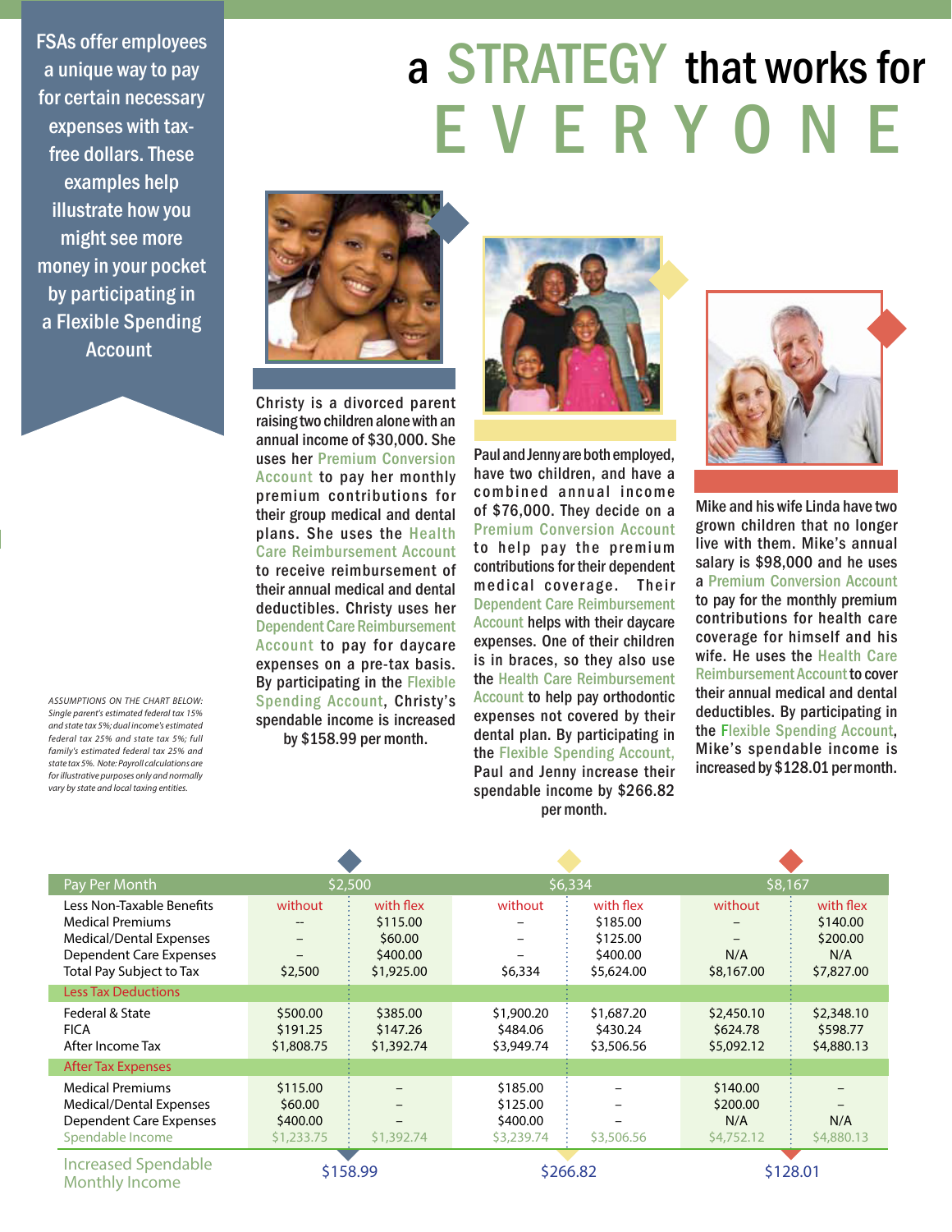# a STRATEGY that works for EVERYONE

FSAs offer employees a unique way to pay for certain necessary expenses with tax-free dollars. These examples help illustrate how you might see more money in your pocket by participating in a Flexible Spending Account

Christy is a divorced parent raising two children alone with an annual income of $30,000. She uses her Premium Conversion Account to pay her monthly premium contributions for their group medical and dental plans. She uses the Health Care Reimbursement Account to receive reimbursement of their annual medical and dental deductibles. Christy uses her Dependent Care Reimbursement Account to pay for daycare expenses on a pre-tax basis. By participating in the Flexible Spending Account, Christy's spendable income is increased by $158.99 per month.

Paul and Jenny are both employed, have two children, and have a combined annual income of $76,000. They decide on a Premium Conversion Account to help pay the premium contributions for their dependent medical coverage. Their Dependent Care Reimbursement Account helps with their daycare expenses. One of their children is in braces, so they also use the Health Care Reimbursement Account to help pay orthodontic expenses not covered by their dental plan. By participating in the Flexible Spending Account, Paul and Jenny increase their spendable income by $266.82 per month.

Mike and his wife Linda have two grown children that no longer live with them. Mike's annual salary is $98,000 and he uses a Premium Conversion Account to pay for the monthly premium contributions for health care coverage for himself and his wife. He uses the Health Care Reimbursement Account to cover their annual medical and dental deductibles. By participating in the Flexible Spending Account, Mike's spendable income is increased by $128.01 per month.

*ASSUMPTIONS ON THE CHART BELOW: Single parent's estimated federal tax 15% and state tax 5%; dual income's estimated federal tax 25% and state tax 5%; full family's estimated federal tax 25% and state tax 5%. Note: Payroll calculations are for illustrative purposes only and normally vary by state and local taxing entities.*

| Pay Per Month | $2,500 | | $6,334 | | $8,167 | |
|---|---|---|---|---|---|---|
| Less Non-Taxable Benefits | without | with flex | without | with flex | without | with flex |
| Medical Premiums | -- | $115.00 | – | $185.00 | – | $140.00 |
| Medical/Dental Expenses | – | $60.00 | – | $125.00 | – | $200.00 |
| Dependent Care Expenses | – | $400.00 | – | $400.00 | N/A | N/A |
| Total Pay Subject to Tax | $2,500 | $1,925.00 | $6,334 | $5,624.00 | $8,167.00 | $7,827.00 |
| **Less Tax Deductions** | | | | | | |
| Federal & State | $500.00 | $385.00 | $1,900.20 | $1,687.20 | $2,450.10 | $2,348.10 |
| FICA | $191.25 | $147.26 | $484.06 | $430.24 | $624.78 | $598.77 |
| After Income Tax | $1,808.75 | $1,392.74 | $3,949.74 | $3,506.56 | $5,092.12 | $4,880.13 |
| **After Tax Expenses** | | | | | | |
| Medical Premiums | $115.00 | – | $185.00 | – | $140.00 | – |
| Medical/Dental Expenses | $60.00 | – | $125.00 | – | $200.00 | – |
| Dependent Care Expenses | $400.00 | – | $400.00 | – | N/A | N/A |
| Spendable Income | $1,233.75 | $1,392.74 | $3,239.74 | $3,506.56 | $4,752.12 | $4,880.13 |
| Increased Spendable Monthly Income | $158.99 | | $266.82 | | $128.01 | |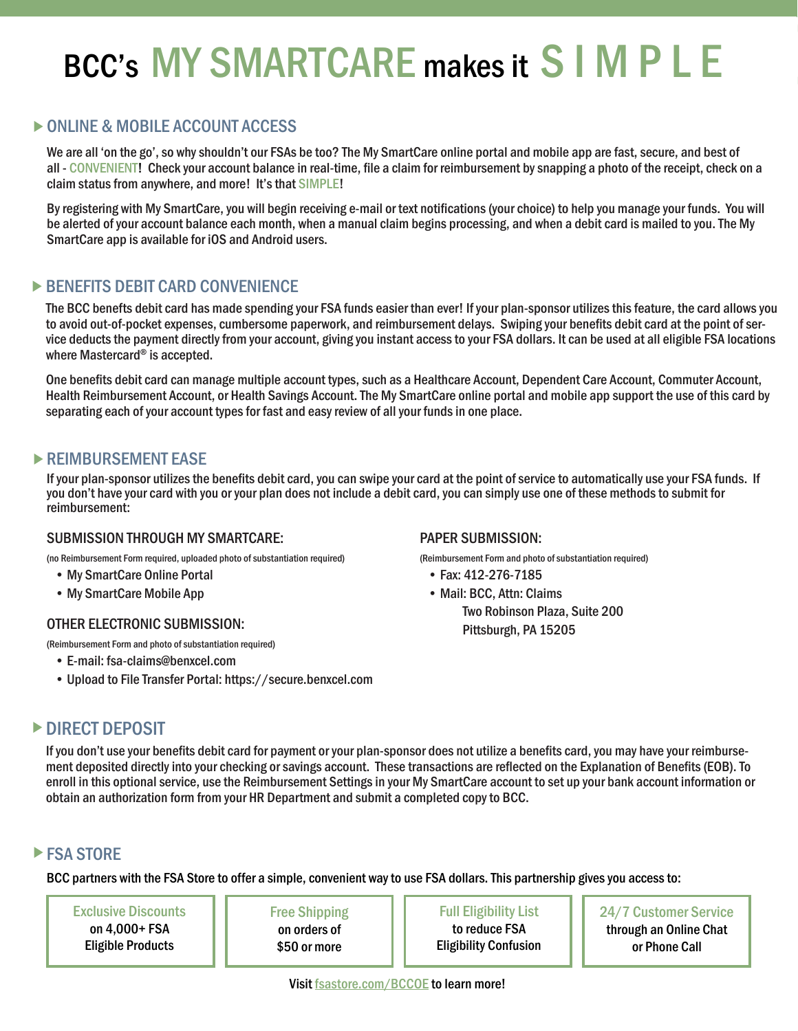# BCC's MY SMARTCARE makes it SIMPLE

## ONLINE & MOBILE ACCOUNT ACCESS

We are all 'on the go', so why shouldn't our FSAs be too? The My SmartCare online portal and mobile app are fast, secure, and best of all - CONVENIENT! Check your account balance in real-time, file a claim for reimbursement by snapping a photo of the receipt, check on a claim status from anywhere, and more! It's that SIMPLE!

By registering with My SmartCare, you will begin receiving e-mail or text notifications (your choice) to help you manage your funds. You will be alerted of your account balance each month, when a manual claim begins processing, and when a debit card is mailed to you. The My SmartCare app is available for iOS and Android users.

## BENEFITS DEBIT CARD CONVENIENCE

The BCC benefts debit card has made spending your FSA funds easier than ever! If your plan-sponsor utilizes this feature, the card allows you to avoid out-of-pocket expenses, cumbersome paperwork, and reimbursement delays. Swiping your benefits debit card at the point of service deducts the payment directly from your account, giving you instant access to your FSA dollars. It can be used at all eligible FSA locations where Mastercard® is accepted.

One benefits debit card can manage multiple account types, such as a Healthcare Account, Dependent Care Account, Commuter Account, Health Reimbursement Account, or Health Savings Account. The My SmartCare online portal and mobile app support the use of this card by separating each of your account types for fast and easy review of all your funds in one place.

## REIMBURSEMENT EASE

If your plan-sponsor utilizes the benefits debit card, you can swipe your card at the point of service to automatically use your FSA funds. If you don't have your card with you or your plan does not include a debit card, you can simply use one of these methods to submit for reimbursement:

### SUBMISSION THROUGH MY SMARTCARE:

(no Reimbursement Form required, uploaded photo of substantiation required)

- My SmartCare Online Portal
- My SmartCare Mobile App

### OTHER ELECTRONIC SUBMISSION:

(Reimbursement Form and photo of substantiation required)

- E-mail: fsa-claims@benxcel.com
- Upload to File Transfer Portal: https://secure.benxcel.com

### PAPER SUBMISSION:

(Reimbursement Form and photo of substantiation required)

- Fax: 412-276-7185
- Mail: BCC, Attn: Claims
  Two Robinson Plaza, Suite 200
  Pittsburgh, PA 15205

## DIRECT DEPOSIT

If you don't use your benefits debit card for payment or your plan-sponsor does not utilize a benefits card, you may have your reimbursement deposited directly into your checking or savings account. These transactions are reflected on the Explanation of Benefits (EOB). To enroll in this optional service, use the Reimbursement Settings in your My SmartCare account to set up your bank account information or obtain an authorization form from your HR Department and submit a completed copy to BCC.

## FSA STORE

BCC partners with the FSA Store to offer a simple, convenient way to use FSA dollars. This partnership gives you access to:

- **Exclusive Discounts** on 4,000+ FSA Eligible Products
- **Free Shipping** on orders of $50 or more
- **Full Eligibility List** to reduce FSA Eligibility Confusion
- **24/7 Customer Service** through an Online Chat or Phone Call

Visit fsastore.com/BCCOE to learn more!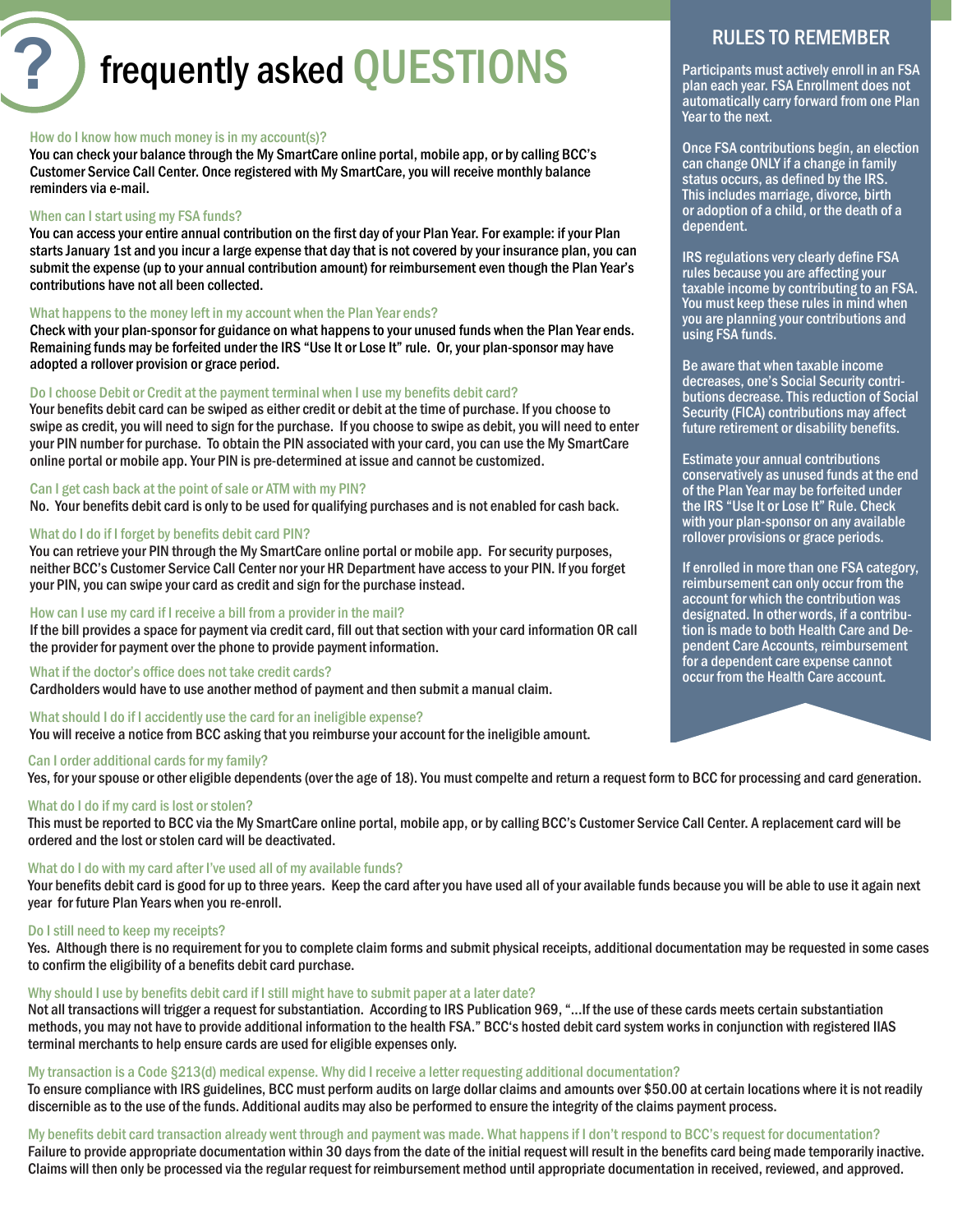# frequently asked QUESTIONS

### How do I know how much money is in my account(s)?

You can check your balance through the My SmartCare online portal, mobile app, or by calling BCC's Customer Service Call Center. Once registered with My SmartCare, you will receive monthly balance reminders via e-mail.

### When can I start using my FSA funds?

You can access your entire annual contribution on the first day of your Plan Year. For example: if your Plan starts January 1st and you incur a large expense that day that is not covered by your insurance plan, you can submit the expense (up to your annual contribution amount) for reimbursement even though the Plan Year's contributions have not all been collected.

### What happens to the money left in my account when the Plan Year ends?

Check with your plan-sponsor for guidance on what happens to your unused funds when the Plan Year ends. Remaining funds may be forfeited under the IRS "Use It or Lose It" rule. Or, your plan-sponsor may have adopted a rollover provision or grace period.

### Do I choose Debit or Credit at the payment terminal when I use my benefits debit card?

Your benefits debit card can be swiped as either credit or debit at the time of purchase. If you choose to swipe as credit, you will need to sign for the purchase. If you choose to swipe as debit, you will need to enter your PIN number for purchase. To obtain the PIN associated with your card, you can use the My SmartCare online portal or mobile app. Your PIN is pre-determined at issue and cannot be customized.

### Can I get cash back at the point of sale or ATM with my PIN?

No. Your benefits debit card is only to be used for qualifying purchases and is not enabled for cash back.

### What do I do if I forget by benefits debit card PIN?

You can retrieve your PIN through the My SmartCare online portal or mobile app. For security purposes, neither BCC's Customer Service Call Center nor your HR Department have access to your PIN. If you forget your PIN, you can swipe your card as credit and sign for the purchase instead.

### How can I use my card if I receive a bill from a provider in the mail?

If the bill provides a space for payment via credit card, fill out that section with your card information OR call the provider for payment over the phone to provide payment information.

### What if the doctor's office does not take credit cards?

Cardholders would have to use another method of payment and then submit a manual claim.

### What should I do if I accidently use the card for an ineligible expense?

You will receive a notice from BCC asking that you reimburse your account for the ineligible amount.

## RULES TO REMEMBER

Participants must actively enroll in an FSA plan each year. FSA Enrollment does not automatically carry forward from one Plan Year to the next.

Once FSA contributions begin, an election can change ONLY if a change in family status occurs, as defined by the IRS. This includes marriage, divorce, birth or adoption of a child, or the death of a dependent.

IRS regulations very clearly define FSA rules because you are affecting your taxable income by contributing to an FSA. You must keep these rules in mind when you are planning your contributions and using FSA funds.

Be aware that when taxable income decreases, one's Social Security contributions decrease. This reduction of Social Security (FICA) contributions may affect future retirement or disability benefits.

Estimate your annual contributions conservatively as unused funds at the end of the Plan Year may be forfeited under the IRS "Use It or Lose It" Rule. Check with your plan-sponsor on any available rollover provisions or grace periods.

If enrolled in more than one FSA category, reimbursement can only occur from the account for which the contribution was designated. In other words, if a contribution is made to both Health Care and Dependent Care Accounts, reimbursement for a dependent care expense cannot occur from the Health Care account.

### Can I order additional cards for my family?

Yes, for your spouse or other eligible dependents (over the age of 18). You must compelte and return a request form to BCC for processing and card generation.

### What do I do if my card is lost or stolen?

This must be reported to BCC via the My SmartCare online portal, mobile app, or by calling BCC's Customer Service Call Center. A replacement card will be ordered and the lost or stolen card will be deactivated.

### What do I do with my card after I've used all of my available funds?

Your benefits debit card is good for up to three years. Keep the card after you have used all of your available funds because you will be able to use it again next year for future Plan Years when you re-enroll.

### Do I still need to keep my receipts?

Yes. Although there is no requirement for you to complete claim forms and submit physical receipts, additional documentation may be requested in some cases to confirm the eligibility of a benefits debit card purchase.

### Why should I use by benefits debit card if I still might have to submit paper at a later date?

Not all transactions will trigger a request for substantiation. According to IRS Publication 969, "...If the use of these cards meets certain substantiation methods, you may not have to provide additional information to the health FSA." BCC's hosted debit card system works in conjunction with registered IIAS terminal merchants to help ensure cards are used for eligible expenses only.

### My transaction is a Code §213(d) medical expense. Why did I receive a letter requesting additional documentation?

To ensure compliance with IRS guidelines, BCC must perform audits on large dollar claims and amounts over $50.00 at certain locations where it is not readily discernible as to the use of the funds. Additional audits may also be performed to ensure the integrity of the claims payment process.

### My benefits debit card transaction already went through and payment was made. What happens if I don't respond to BCC's request for documentation?

Failure to provide appropriate documentation within 30 days from the date of the initial request will result in the benefits card being made temporarily inactive. Claims will then only be processed via the regular request for reimbursement method until appropriate documentation in received, reviewed, and approved.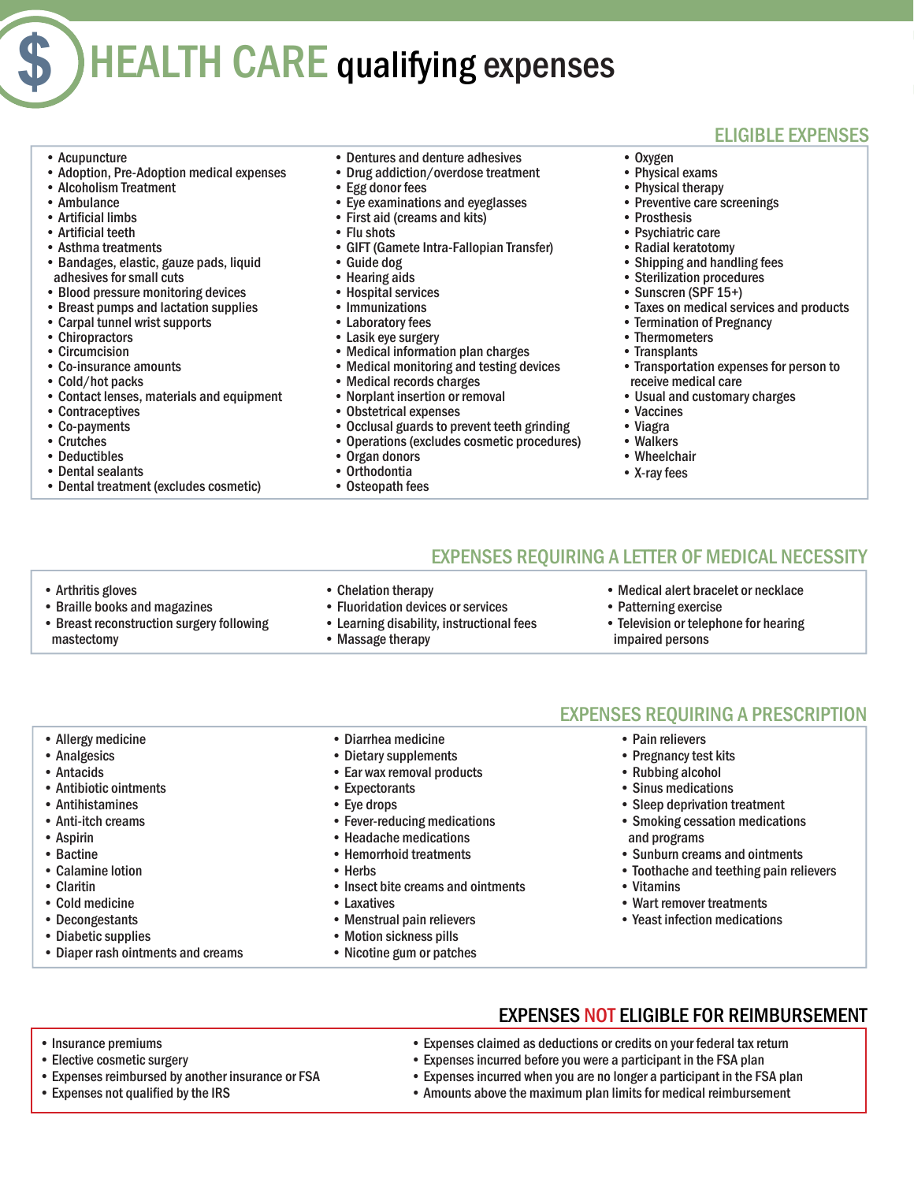# HEALTH CARE qualifying expenses

## ELIGIBLE EXPENSES

- Acupuncture
- Adoption, Pre-Adoption medical expenses
- Alcoholism Treatment
- Ambulance
- Artificial limbs
- Artificial teeth
- Asthma treatments
- Bandages, elastic, gauze pads, liquid adhesives for small cuts
- Blood pressure monitoring devices
- Breast pumps and lactation supplies
- Carpal tunnel wrist supports
- Chiropractors
- Circumcision
- Co-insurance amounts
- Cold/hot packs
- Contact lenses, materials and equipment
- Contraceptives
- Co-payments
- Crutches
- Deductibles
- Dental sealants
- Dental treatment (excludes cosmetic)
- Dentures and denture adhesives
- Drug addiction/overdose treatment
- Egg donor fees
- Eye examinations and eyeglasses
- First aid (creams and kits)
- Flu shots
- GIFT (Gamete Intra-Fallopian Transfer)
- Guide dog
- Hearing aids
- Hospital services
- Immunizations
- Laboratory fees
- Lasik eye surgery
- Medical information plan charges
- Medical monitoring and testing devices
- Medical records charges
- Norplant insertion or removal
- Obstetrical expenses
- Occlusal guards to prevent teeth grinding
- Operations (excludes cosmetic procedures)
- Organ donors
- Orthodontia
- Osteopath fees
- Oxygen
- Physical exams
- Physical therapy
- Preventive care screenings
- Prosthesis
- Psychiatric care
- Radial keratotomy
- Shipping and handling fees
- Sterilization procedures
- Sunscren (SPF 15+)
- Taxes on medical services and products
- Termination of Pregnancy
- Thermometers
- Transplants
- Transportation expenses for person to receive medical care
- Usual and customary charges
- Vaccines
- Viagra
- Walkers
- Wheelchair
- X-ray fees

## EXPENSES REQUIRING A LETTER OF MEDICAL NECESSITY

- Arthritis gloves
- Braille books and magazines
- Breast reconstruction surgery following mastectomy
- Chelation therapy
- Fluoridation devices or services
- Learning disability, instructional fees
- Massage therapy
- Medical alert bracelet or necklace
- Patterning exercise
- Television or telephone for hearing impaired persons

## EXPENSES REQUIRING A PRESCRIPTION

- Allergy medicine
- Analgesics
- Antacids
- Antibiotic ointments
- Antihistamines
- Anti-itch creams
- Aspirin
- Bactine
- Calamine lotion
- Claritin
- Cold medicine
- Decongestants
- Diabetic supplies
- Diaper rash ointments and creams
- Diarrhea medicine
- Dietary supplements
- Ear wax removal products
- Expectorants
- Eye drops
- Fever-reducing medications
- Headache medications
- Hemorrhoid treatments
- Herbs
- Insect bite creams and ointments
- Laxatives
- Menstrual pain relievers
- Motion sickness pills
- Nicotine gum or patches
- Pain relievers
- Pregnancy test kits
- Rubbing alcohol
- Sinus medications
- Sleep deprivation treatment
- Smoking cessation medications and programs
- Sunburn creams and ointments
- Toothache and teething pain relievers
- Vitamins
- Wart remover treatments
- Yeast infection medications

## EXPENSES NOT ELIGIBLE FOR REIMBURSEMENT

- Insurance premiums
- Elective cosmetic surgery
- Expenses reimbursed by another insurance or FSA
- Expenses not qualified by the IRS
- Expenses claimed as deductions or credits on your federal tax return
- Expenses incurred before you were a participant in the FSA plan
- Expenses incurred when you are no longer a participant in the FSA plan
- Amounts above the maximum plan limits for medical reimbursement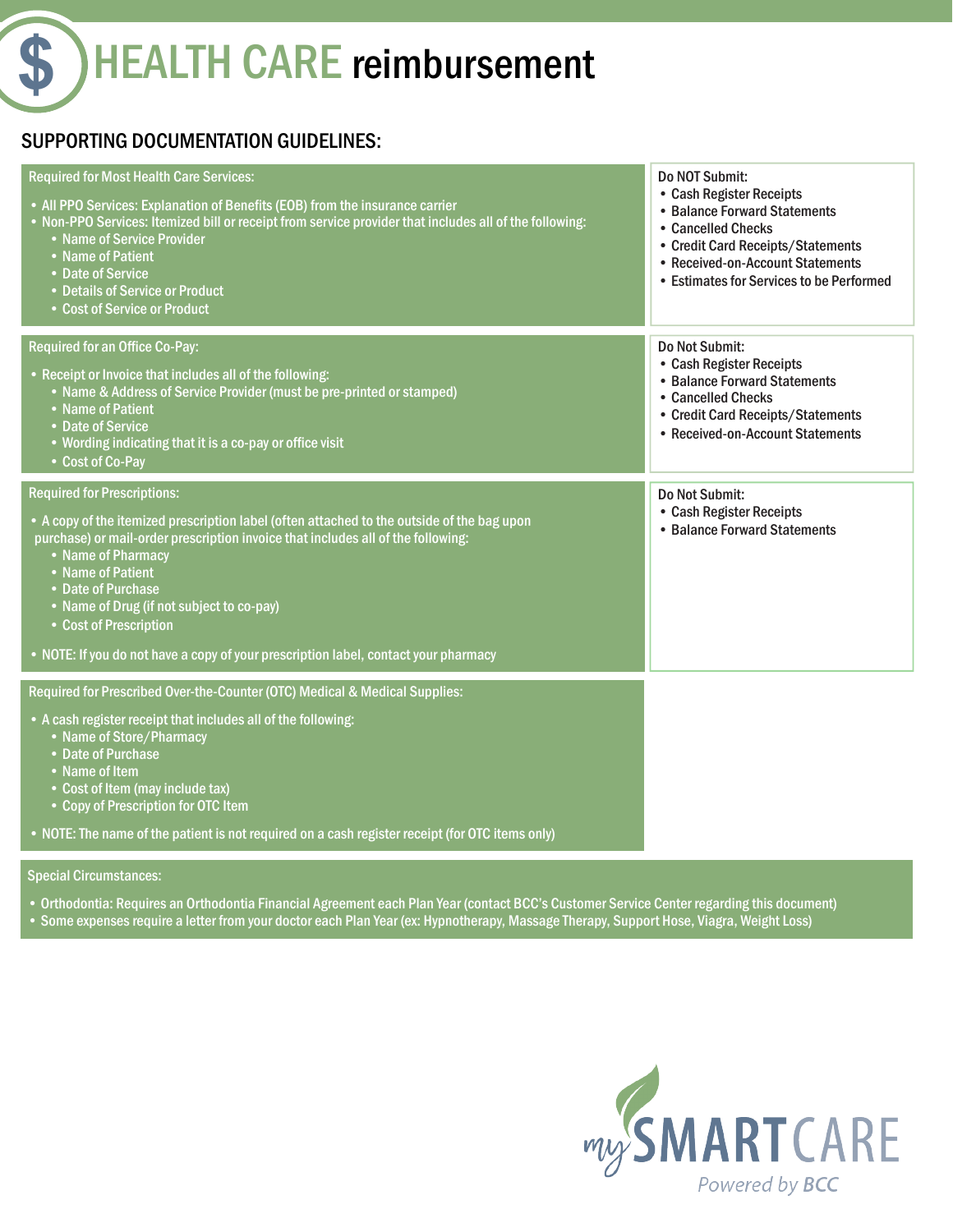# HEALTH CARE reimbursement

## SUPPORTING DOCUMENTATION GUIDELINES:

**Required for Most Health Care Services:**

- All PPO Services: Explanation of Benefits (EOB) from the insurance carrier
- Non-PPO Services: Itemized bill or receipt from service provider that includes all of the following:
  - Name of Service Provider
  - Name of Patient
  - Date of Service
  - Details of Service or Product
  - Cost of Service or Product

**Do NOT Submit:**

- Cash Register Receipts
- Balance Forward Statements
- Cancelled Checks
- Credit Card Receipts/Statements
- Received-on-Account Statements
- Estimates for Services to be Performed

**Required for an Office Co-Pay:**

- Receipt or Invoice that includes all of the following:
  - Name & Address of Service Provider (must be pre-printed or stamped)
  - Name of Patient
  - Date of Service
  - Wording indicating that it is a co-pay or office visit
  - Cost of Co-Pay

**Do Not Submit:**

- Cash Register Receipts
- Balance Forward Statements
- Cancelled Checks
- Credit Card Receipts/Statements
- Received-on-Account Statements

**Required for Prescriptions:**

- A copy of the itemized prescription label (often attached to the outside of the bag upon purchase) or mail-order prescription invoice that includes all of the following:
  - Name of Pharmacy
  - Name of Patient
  - Date of Purchase
  - Name of Drug (if not subject to co-pay)
  - Cost of Prescription
- NOTE: If you do not have a copy of your prescription label, contact your pharmacy

**Do Not Submit:**

- Cash Register Receipts
- Balance Forward Statements

**Required for Prescribed Over-the-Counter (OTC) Medical & Medical Supplies:**

- A cash register receipt that includes all of the following:
  - Name of Store/Pharmacy
  - Date of Purchase
  - Name of Item
  - Cost of Item (may include tax)
  - Copy of Prescription for OTC Item
- NOTE: The name of the patient is not required on a cash register receipt (for OTC items only)

**Special Circumstances:**

- Orthodontia: Requires an Orthodontia Financial Agreement each Plan Year (contact BCC's Customer Service Center regarding this document)
- Some expenses require a letter from your doctor each Plan Year (ex: Hypnotherapy, Massage Therapy, Support Hose, Viagra, Weight Loss)

mySMARTCARE
Powered by BCC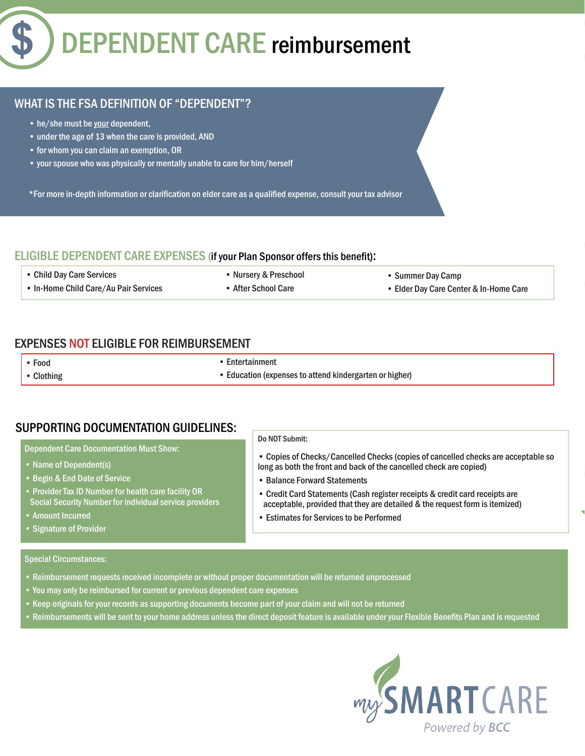# DEPENDENT CARE reimbursement

## WHAT IS THE FSA DEFINITION OF "DEPENDENT"?

- he/she must be your dependent,
- under the age of 13 when the care is provided, AND
- for whom you can claim an exemption, OR
- your spouse who was physically or mentally unable to care for him/herself

*For more in-depth information or clarification on elder care as a qualified expense, consult your tax advisor

## ELIGIBLE DEPENDENT CARE EXPENSES (if your Plan Sponsor offers this benefit):

- Child Day Care Services
- In-Home Child Care/Au Pair Services
- Nursery & Preschool
- After School Care
- Summer Day Camp
- Elder Day Care Center & In-Home Care

## EXPENSES NOT ELIGIBLE FOR REIMBURSEMENT

- Food
- Clothing
- Entertainment
- Education (expenses to attend kindergarten or higher)

## SUPPORTING DOCUMENTATION GUIDELINES:

Dependent Care Documentation Must Show:

- Name of Dependent(s)
- Begin & End Date of Service
- Provider Tax ID Number for health care facility OR Social Security Number for individual service providers
- Amount Incurred
- Signature of Provider

Do NOT Submit:

- Copies of Checks/Cancelled Checks (copies of cancelled checks are acceptable so long as both the front and back of the cancelled check are copied)
- Balance Forward Statements
- Credit Card Statements (Cash register receipts & credit card receipts are acceptable, provided that they are detailed & the request form is itemized)
- Estimates for Services to be Performed

Special Circumstances:

- Reimbursement requests received incomplete or without proper documentation will be returned unprocessed
- You may only be reimbursed for current or previous dependent care expenses
- Keep originals for your records as supporting documents become part of your claim and will not be returned
- Reimbursements will be sent to your home address unless the direct deposit feature is available under your Flexible Benefits Plan and is requested

mySMARTCARE
Powered by BCC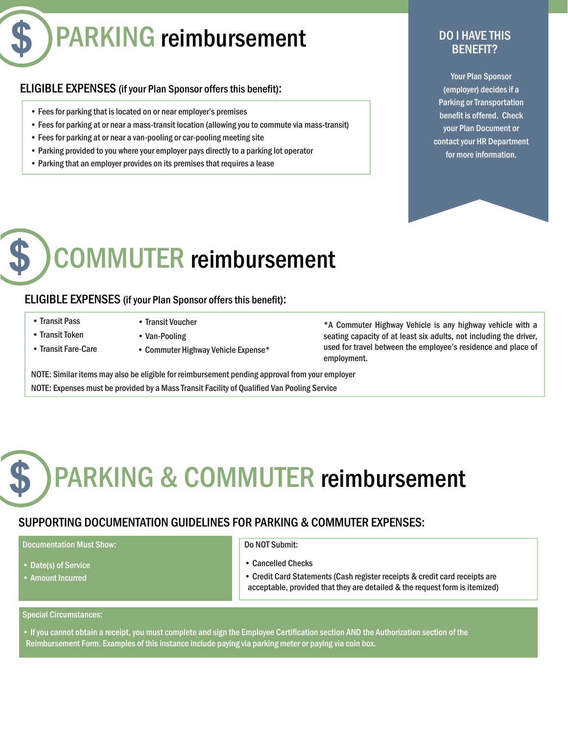# PARKING reimbursement

## ELIGIBLE EXPENSES (if your Plan Sponsor offers this benefit):

- Fees for parking that is located on or near employer's premises
- Fees for parking at or near a mass-transit location (allowing you to commute via mass-transit)
- Fees for parking at or near a van-pooling or car-pooling meeting site
- Parking provided to you where your employer pays directly to a parking lot operator
- Parking that an employer provides on its premises that requires a lease

## DO I HAVE THIS BENEFIT?

Your Plan Sponsor (employer) decides if a Parking or Transportation benefit is offered. Check your Plan Document or contact your HR Department for more information.

# COMMUTER reimbursement

## ELIGIBLE EXPENSES (if your Plan Sponsor offers this benefit):

- Transit Pass
- Transit Token
- Transit Fare-Care
- Transit Voucher
- Van-Pooling
- Commuter Highway Vehicle Expense*

*A Commuter Highway Vehicle is any highway vehicle with a seating capacity of at least six adults, not including the driver, used for travel between the employee's residence and place of employment.

NOTE: Similar items may also be eligible for reimbursement pending approval from your employer

NOTE: Expenses must be provided by a Mass Transit Facility of Qualified Van Pooling Service

# PARKING & COMMUTER reimbursement

## SUPPORTING DOCUMENTATION GUIDELINES FOR PARKING & COMMUTER EXPENSES:

**Documentation Must Show:**

- Date(s) of Service
- Amount Incurred

**Do NOT Submit:**

- Cancelled Checks
- Credit Card Statements (Cash register receipts & credit card receipts are acceptable, provided that they are detailed & the request form is itemized)

**Special Circumstances:**

- If you cannot obtain a receipt, you must complete and sign the Employee Certification section AND the Authorization section of the Reimbursement Form. Examples of this instance include paying via parking meter or paying via coin box.